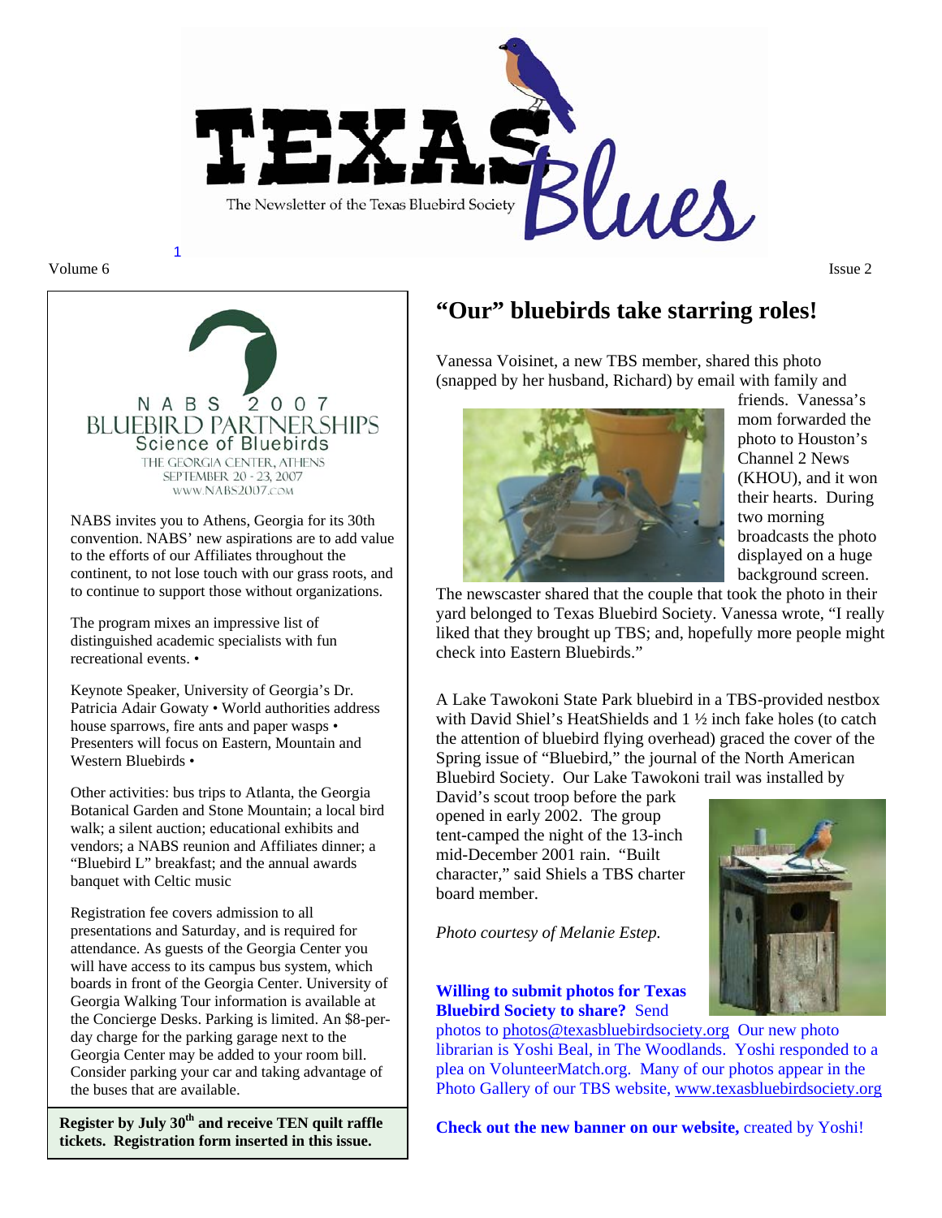# TEXAS Blues

The Newsletter of the Texas Bluebird Society

Volume 6 — Issue 2

NABS 2007

BLUEBIRD PARTNERSHIPS

Science of Bluebirds

THE GEORGIA CENTER, ATHENS

SEPTEMBER 20 - 23, 2007

WWW.NABS2007.COM

NABS invites you to Athens, Georgia for its 30th convention. NABS' new aspirations are to add value to the efforts of our Affiliates throughout the continent, to not lose touch with our grass roots, and to continue to support those without organizations.

The program mixes an impressive list of distinguished academic specialists with fun recreational events. •

Keynote Speaker, University of Georgia's Dr. Patricia Adair Gowaty • World authorities address house sparrows, fire ants and paper wasps • Presenters will focus on Eastern, Mountain and Western Bluebirds •

Other activities: bus trips to Atlanta, the Georgia Botanical Garden and Stone Mountain; a local bird walk; a silent auction; educational exhibits and vendors; a NABS reunion and Affiliates dinner; a "Bluebird L" breakfast; and the annual awards banquet with Celtic music

Registration fee covers admission to all presentations and Saturday, and is required for attendance. As guests of the Georgia Center you will have access to its campus bus system, which boards in front of the Georgia Center. University of Georgia Walking Tour information is available at the Concierge Desks. Parking is limited. An $8-per-day charge for the parking garage next to the Georgia Center may be added to your room bill. Consider parking your car and taking advantage of the buses that are available.

**Register by July 30th and receive TEN quilt raffle tickets. Registration form inserted in this issue.**

## "Our" bluebirds take starring roles!

Vanessa Voisinet, a new TBS member, shared this photo (snapped by her husband, Richard) by email with family and friends. Vanessa's mom forwarded the photo to Houston's Channel 2 News (KHOU), and it won their hearts. During two morning broadcasts the photo displayed on a huge background screen. The newscaster shared that the couple that took the photo in their yard belonged to Texas Bluebird Society. Vanessa wrote, "I really liked that they brought up TBS; and, hopefully more people might check into Eastern Bluebirds."

A Lake Tawokoni State Park bluebird in a TBS-provided nestbox with David Shiel's HeatShields and 1 ½ inch fake holes (to catch the attention of bluebird flying overhead) graced the cover of the Spring issue of "Bluebird," the journal of the North American Bluebird Society. Our Lake Tawokoni trail was installed by David's scout troop before the park opened in early 2002. The group tent-camped the night of the 13-inch mid-December 2001 rain. "Built character," said Shiels a TBS charter board member.

*Photo courtesy of Melanie Estep.*

**Willing to submit photos for Texas Bluebird Society to share?** Send photos to photos@texasbluebirdsociety.org Our new photo librarian is Yoshi Beal, in The Woodlands. Yoshi responded to a plea on VolunteerMatch.org. Many of our photos appear in the Photo Gallery of our TBS website, www.texasbluebirdsociety.org

**Check out the new banner on our website,** created by Yoshi!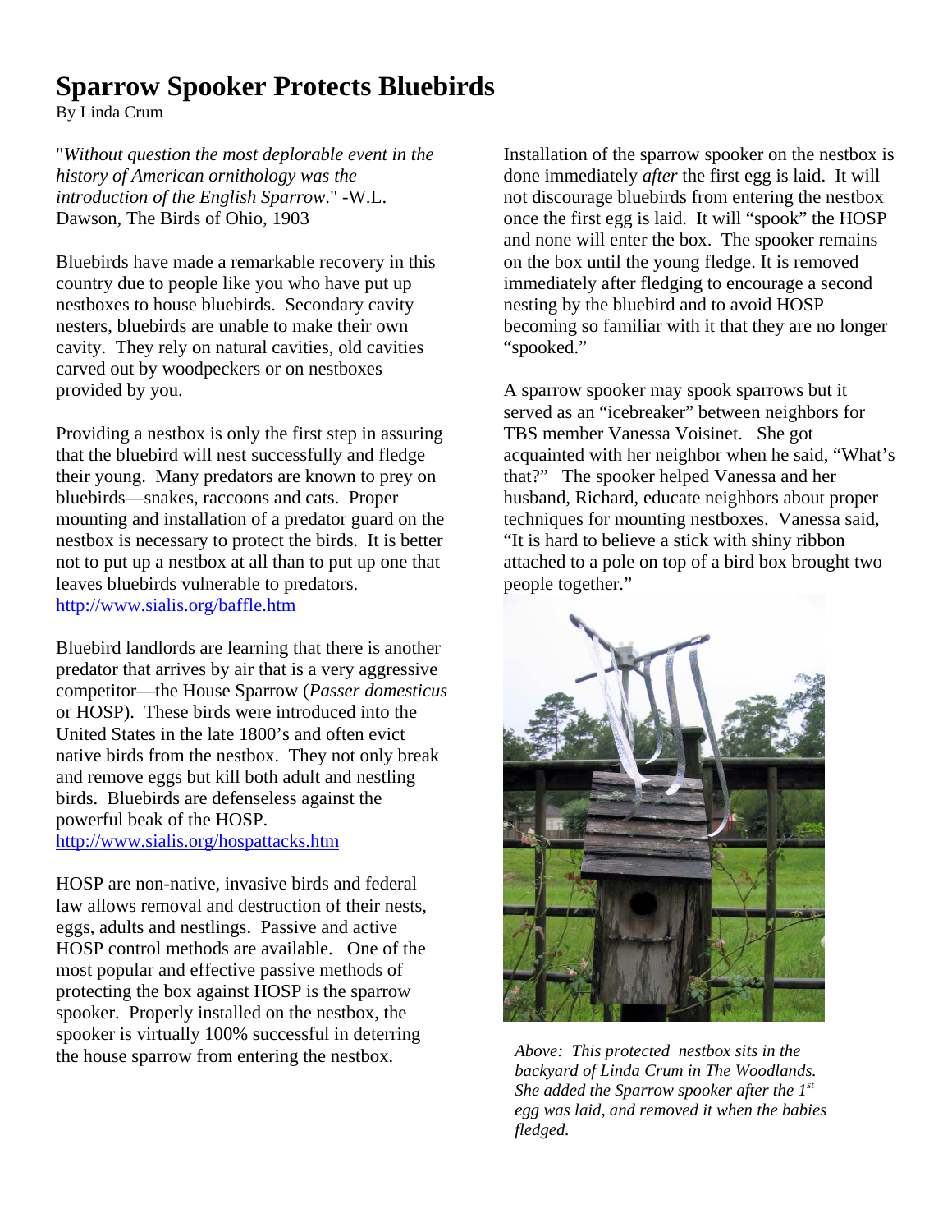# Sparrow Spooker Protects Bluebirds

By Linda Crum

"*Without question the most deplorable event in the history of American ornithology was the introduction of the English Sparrow*." -W.L. Dawson, The Birds of Ohio, 1903

Bluebirds have made a remarkable recovery in this country due to people like you who have put up nestboxes to house bluebirds. Secondary cavity nesters, bluebirds are unable to make their own cavity. They rely on natural cavities, old cavities carved out by woodpeckers or on nestboxes provided by you.

Providing a nestbox is only the first step in assuring that the bluebird will nest successfully and fledge their young. Many predators are known to prey on bluebirds—snakes, raccoons and cats. Proper mounting and installation of a predator guard on the nestbox is necessary to protect the birds. It is better not to put up a nestbox at all than to put up one that leaves bluebirds vulnerable to predators. http://www.sialis.org/baffle.htm

Bluebird landlords are learning that there is another predator that arrives by air that is a very aggressive competitor—the House Sparrow (*Passer domesticus* or HOSP). These birds were introduced into the United States in the late 1800's and often evict native birds from the nestbox. They not only break and remove eggs but kill both adult and nestling birds. Bluebirds are defenseless against the powerful beak of the HOSP. http://www.sialis.org/hospattacks.htm

HOSP are non-native, invasive birds and federal law allows removal and destruction of their nests, eggs, adults and nestlings. Passive and active HOSP control methods are available. One of the most popular and effective passive methods of protecting the box against HOSP is the sparrow spooker. Properly installed on the nestbox, the spooker is virtually 100% successful in deterring the house sparrow from entering the nestbox.

Installation of the sparrow spooker on the nestbox is done immediately *after* the first egg is laid. It will not discourage bluebirds from entering the nestbox once the first egg is laid. It will "spook" the HOSP and none will enter the box. The spooker remains on the box until the young fledge. It is removed immediately after fledging to encourage a second nesting by the bluebird and to avoid HOSP becoming so familiar with it that they are no longer "spooked."

A sparrow spooker may spook sparrows but it served as an "icebreaker" between neighbors for TBS member Vanessa Voisinet. She got acquainted with her neighbor when he said, "What's that?" The spooker helped Vanessa and her husband, Richard, educate neighbors about proper techniques for mounting nestboxes. Vanessa said, "It is hard to believe a stick with shiny ribbon attached to a pole on top of a bird box brought two people together."

*Above: This protected nestbox sits in the backyard of Linda Crum in The Woodlands. She added the Sparrow spooker after the 1st egg was laid, and removed it when the babies fledged.*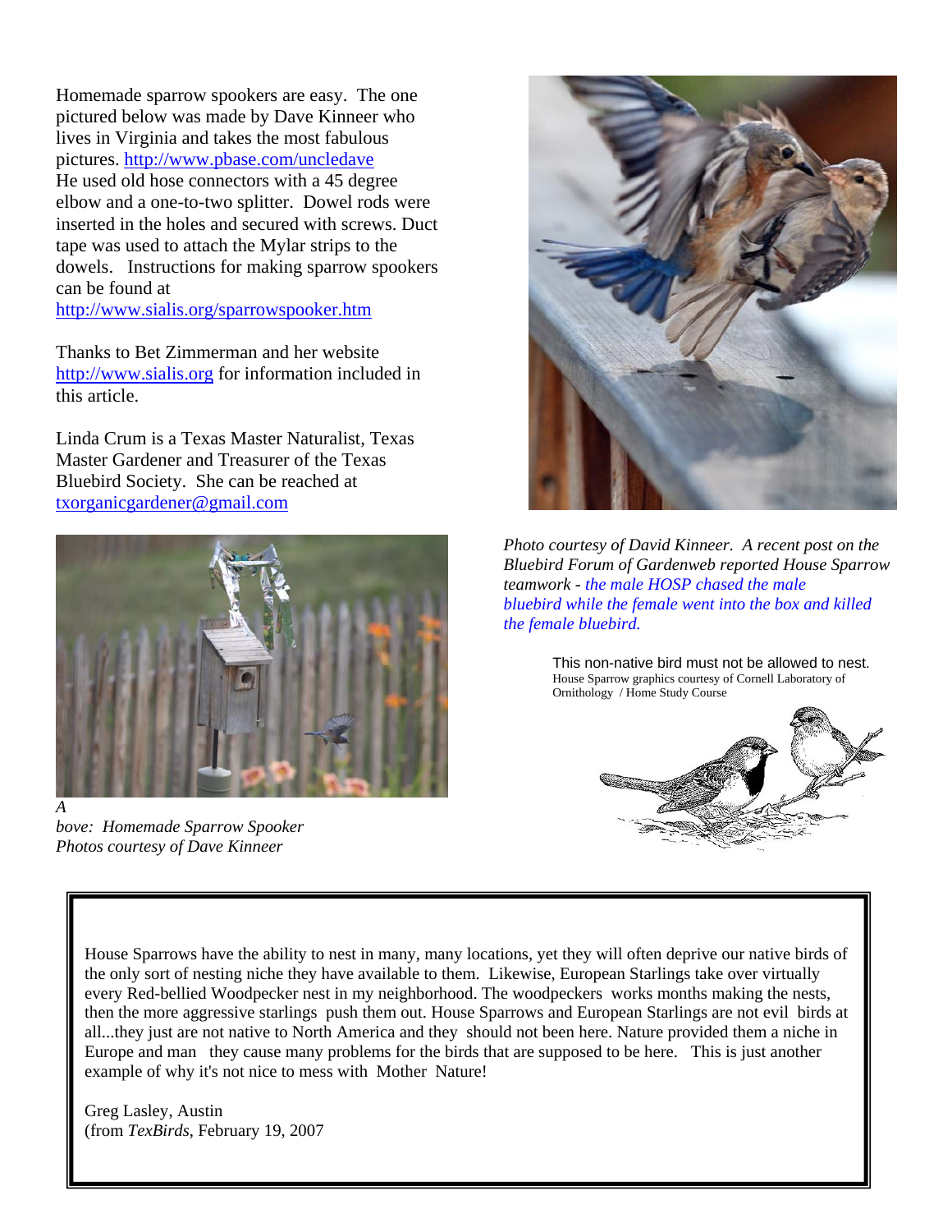Homemade sparrow spookers are easy. The one pictured below was made by Dave Kinneer who lives in Virginia and takes the most fabulous pictures. http://www.pbase.com/uncledave He used old hose connectors with a 45 degree elbow and a one-to-two splitter. Dowel rods were inserted in the holes and secured with screws. Duct tape was used to attach the Mylar strips to the dowels. Instructions for making sparrow spookers can be found at http://www.sialis.org/sparrowspooker.htm

Thanks to Bet Zimmerman and her website http://www.sialis.org for information included in this article.

Linda Crum is a Texas Master Naturalist, Texas Master Gardener and Treasurer of the Texas Bluebird Society. She can be reached at txorganicgardener@gmail.com

*Above: Homemade Sparrow Spooker*
*Photos courtesy of Dave Kinneer*

*Photo courtesy of David Kinneer. A recent post on the Bluebird Forum of Gardenweb reported House Sparrow teamwork - the male HOSP chased the male bluebird while the female went into the box and killed the female bluebird.*

This non-native bird must not be allowed to nest.
House Sparrow graphics courtesy of Cornell Laboratory of Ornithology / Home Study Course

House Sparrows have the ability to nest in many, many locations, yet they will often deprive our native birds of the only sort of nesting niche they have available to them. Likewise, European Starlings take over virtually every Red-bellied Woodpecker nest in my neighborhood. The woodpeckers works months making the nests, then the more aggressive starlings push them out. House Sparrows and European Starlings are not evil birds at all...they just are not native to North America and they should not been here. Nature provided them a niche in Europe and man they cause many problems for the birds that are supposed to be here. This is just another example of why it's not nice to mess with Mother Nature!

Greg Lasley, Austin
(from *TexBirds*, February 19, 2007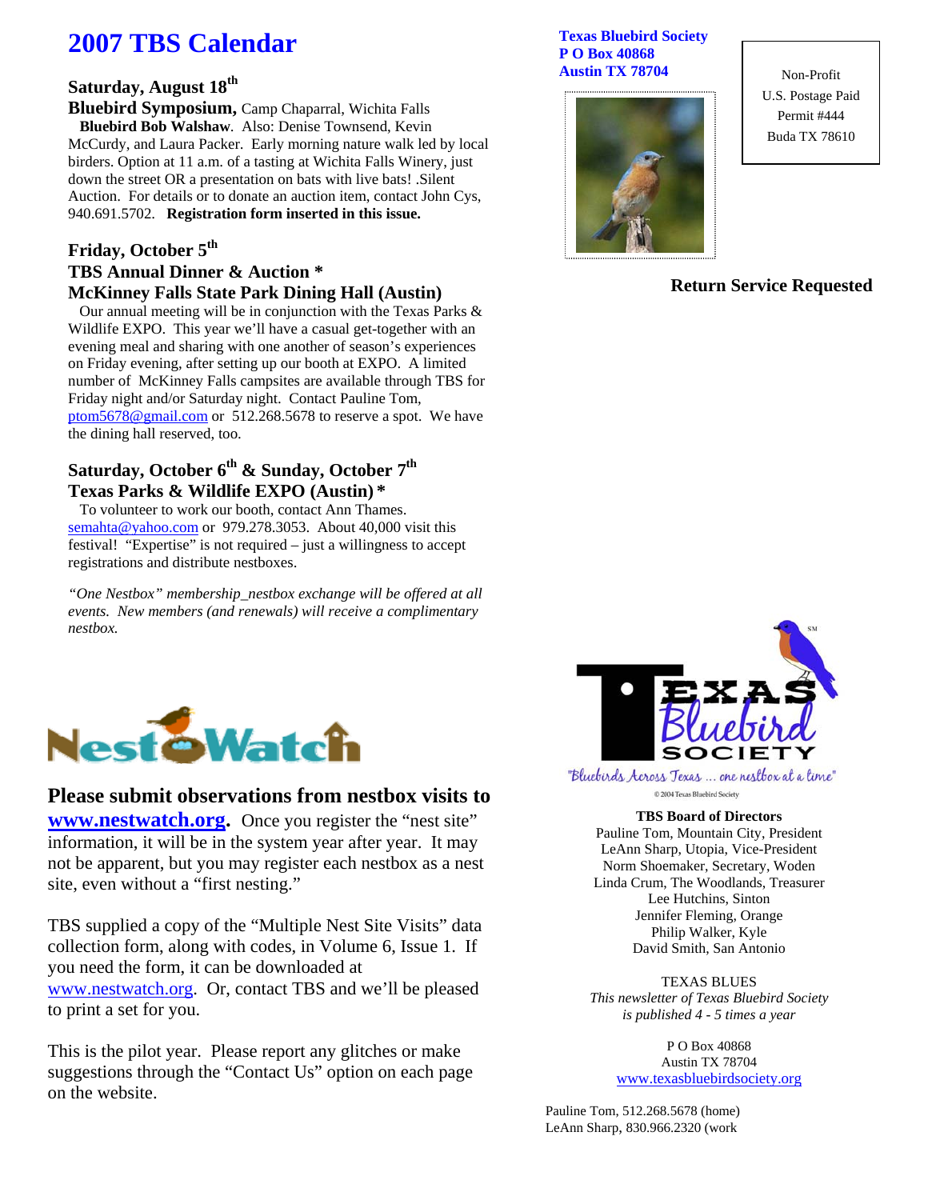# 2007 TBS Calendar

### Saturday, August 18th

**Bluebird Symposium,** Camp Chaparral, Wichita Falls
**Bluebird Bob Walshaw**. Also: Denise Townsend, Kevin McCurdy, and Laura Packer. Early morning nature walk led by local birders. Option at 11 a.m. of a tasting at Wichita Falls Winery, just down the street OR a presentation on bats with live bats! .Silent Auction. For details or to donate an auction item, contact John Cys, 940.691.5702. **Registration form inserted in this issue.**

### Friday, October 5th
### TBS Annual Dinner & Auction *
### McKinney Falls State Park Dining Hall (Austin)

Our annual meeting will be in conjunction with the Texas Parks & Wildlife EXPO. This year we'll have a casual get-together with an evening meal and sharing with one another of season's experiences on Friday evening, after setting up our booth at EXPO. A limited number of McKinney Falls campsites are available through TBS for Friday night and/or Saturday night. Contact Pauline Tom, ptom5678@gmail.com or 512.268.5678 to reserve a spot. We have the dining hall reserved, too.

### Saturday, October 6th & Sunday, October 7th
### Texas Parks & Wildlife EXPO (Austin) *

To volunteer to work our booth, contact Ann Thames. semahta@yahoo.com or 979.278.3053. About 40,000 visit this festival! "Expertise" is not required – just a willingness to accept registrations and distribute nestboxes.

*"One Nestbox" membership_nestbox exchange will be offered at all events. New members (and renewals) will receive a complimentary nestbox.*

NestWatch

## Please submit observations from nestbox visits to www.nestwatch.org.

Once you register the "nest site" information, it will be in the system year after year. It may not be apparent, but you may register each nestbox as a nest site, even without a "first nesting."

TBS supplied a copy of the "Multiple Nest Site Visits" data collection form, along with codes, in Volume 6, Issue 1. If you need the form, it can be downloaded at www.nestwatch.org. Or, contact TBS and we'll be pleased to print a set for you.

This is the pilot year. Please report any glitches or make suggestions through the "Contact Us" option on each page on the website.

**Texas Bluebird Society**
**P O Box 40868**
**Austin TX 78704**

Non-Profit
U.S. Postage Paid
Permit #444
Buda TX 78610

**Return Service Requested**

Texas Bluebird Society
"Bluebirds Across Texas ... one nestbox at a time"
© 2004 Texas Bluebird Society

**TBS Board of Directors**
Pauline Tom, Mountain City, President
LeAnn Sharp, Utopia, Vice-President
Norm Shoemaker, Secretary, Woden
Linda Crum, The Woodlands, Treasurer
Lee Hutchins, Sinton
Jennifer Fleming, Orange
Philip Walker, Kyle
David Smith, San Antonio

TEXAS BLUES
*This newsletter of Texas Bluebird Society is published 4 - 5 times a year*

P O Box 40868
Austin TX 78704
www.texasbluebirdsociety.org

Pauline Tom, 512.268.5678 (home)
LeAnn Sharp, 830.966.2320 (work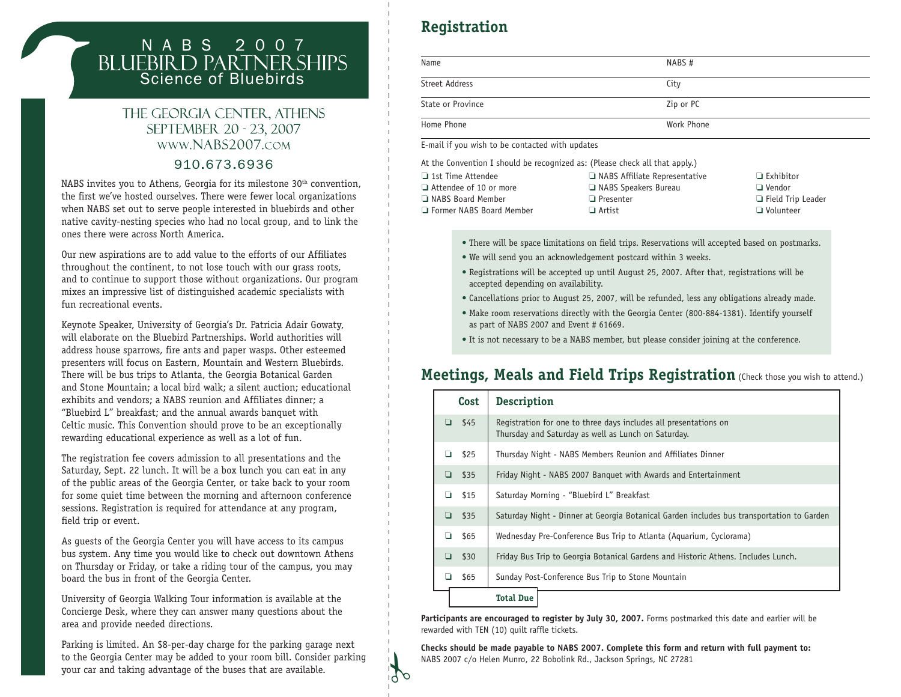# NABS 2007
# BLUEBIRD PARTNERSHIPS
## Science of Bluebirds

### THE GEORGIA CENTER, ATHENS
### SEPTEMBER 20 - 23, 2007
### WWW.NABS2007.COM
### 910.673.6936

NABS invites you to Athens, Georgia for its milestone 30th convention, the first we've hosted ourselves. There were fewer local organizations when NABS set out to serve people interested in bluebirds and other native cavity-nesting species who had no local group, and to link the ones there were across North America.

Our new aspirations are to add value to the efforts of our Affiliates throughout the continent, to not lose touch with our grass roots, and to continue to support those without organizations. Our program mixes an impressive list of distinguished academic specialists with fun recreational events.

Keynote Speaker, University of Georgia's Dr. Patricia Adair Gowaty, will elaborate on the Bluebird Partnerships. World authorities will address house sparrows, fire ants and paper wasps. Other esteemed presenters will focus on Eastern, Mountain and Western Bluebirds. There will be bus trips to Atlanta, the Georgia Botanical Garden and Stone Mountain; a local bird walk; a silent auction; educational exhibits and vendors; a NABS reunion and Affiliates dinner; a "Bluebird L" breakfast; and the annual awards banquet with Celtic music. This Convention should prove to be an exceptionally rewarding educational experience as well as a lot of fun.

The registration fee covers admission to all presentations and the Saturday, Sept. 22 lunch. It will be a box lunch you can eat in any of the public areas of the Georgia Center, or take back to your room for some quiet time between the morning and afternoon conference sessions. Registration is required for attendance at any program, field trip or event.

As guests of the Georgia Center you will have access to its campus bus system. Any time you would like to check out downtown Athens on Thursday or Friday, or take a riding tour of the campus, you may board the bus in front of the Georgia Center.

University of Georgia Walking Tour information is available at the Concierge Desk, where they can answer many questions about the area and provide needed directions.

Parking is limited. An $8-per-day charge for the parking garage next to the Georgia Center may be added to your room bill. Consider parking your car and taking advantage of the buses that are available.

## Registration

| | |
|---|---|
| Name | NABS # |
| Street Address | City |
| State or Province | Zip or PC |
| Home Phone | Work Phone |

E-mail if you wish to be contacted with updates

At the Convention I should be recognized as: (Please check all that apply.)

- ❑ 1st Time Attendee
- ❑ Attendee of 10 or more
- ❑ NABS Board Member
- ❑ Former NABS Board Member
- ❑ NABS Affiliate Representative
- ❑ NABS Speakers Bureau
- ❑ Presenter
- ❑ Artist
- ❑ Exhibitor
- ❑ Vendor
- ❑ Field Trip Leader
- ❑ Volunteer

- There will be space limitations on field trips. Reservations will accepted based on postmarks.
- We will send you an acknowledgement postcard within 3 weeks.
- Registrations will be accepted up until August 25, 2007. After that, registrations will be accepted depending on availability.
- Cancellations prior to August 25, 2007, will be refunded, less any obligations already made.
- Make room reservations directly with the Georgia Center (800-884-1381). Identify yourself as part of NABS 2007 and Event # 61669.
- It is not necessary to be a NABS member, but please consider joining at the conference.

## Meetings, Meals and Field Trips Registration (Check those you wish to attend.)

| Cost | Description |
|---|---|
| ❑ $45 | Registration for one to three days includes all presentations on Thursday and Saturday as well as Lunch on Saturday. |
| ❑ $25 | Thursday Night - NABS Members Reunion and Affiliates Dinner |
| ❑ $35 | Friday Night - NABS 2007 Banquet with Awards and Entertainment |
| ❑ $15 | Saturday Morning - "Bluebird L" Breakfast |
| ❑ $35 | Saturday Night - Dinner at Georgia Botanical Garden includes bus transportation to Garden |
| ❑ $65 | Wednesday Pre-Conference Bus Trip to Atlanta (Aquarium, Cyclorama) |
| ❑ $30 | Friday Bus Trip to Georgia Botanical Gardens and Historic Athens. Includes Lunch. |
| ❑ $65 | Sunday Post-Conference Bus Trip to Stone Mountain |
| **Total Due** | |

**Participants are encouraged to register by July 30, 2007.** Forms postmarked this date and earlier will be rewarded with TEN (10) quilt raffle tickets.

**Checks should be made payable to NABS 2007. Complete this form and return with full payment to:**
NABS 2007 c/o Helen Munro, 22 Bobolink Rd., Jackson Springs, NC 27281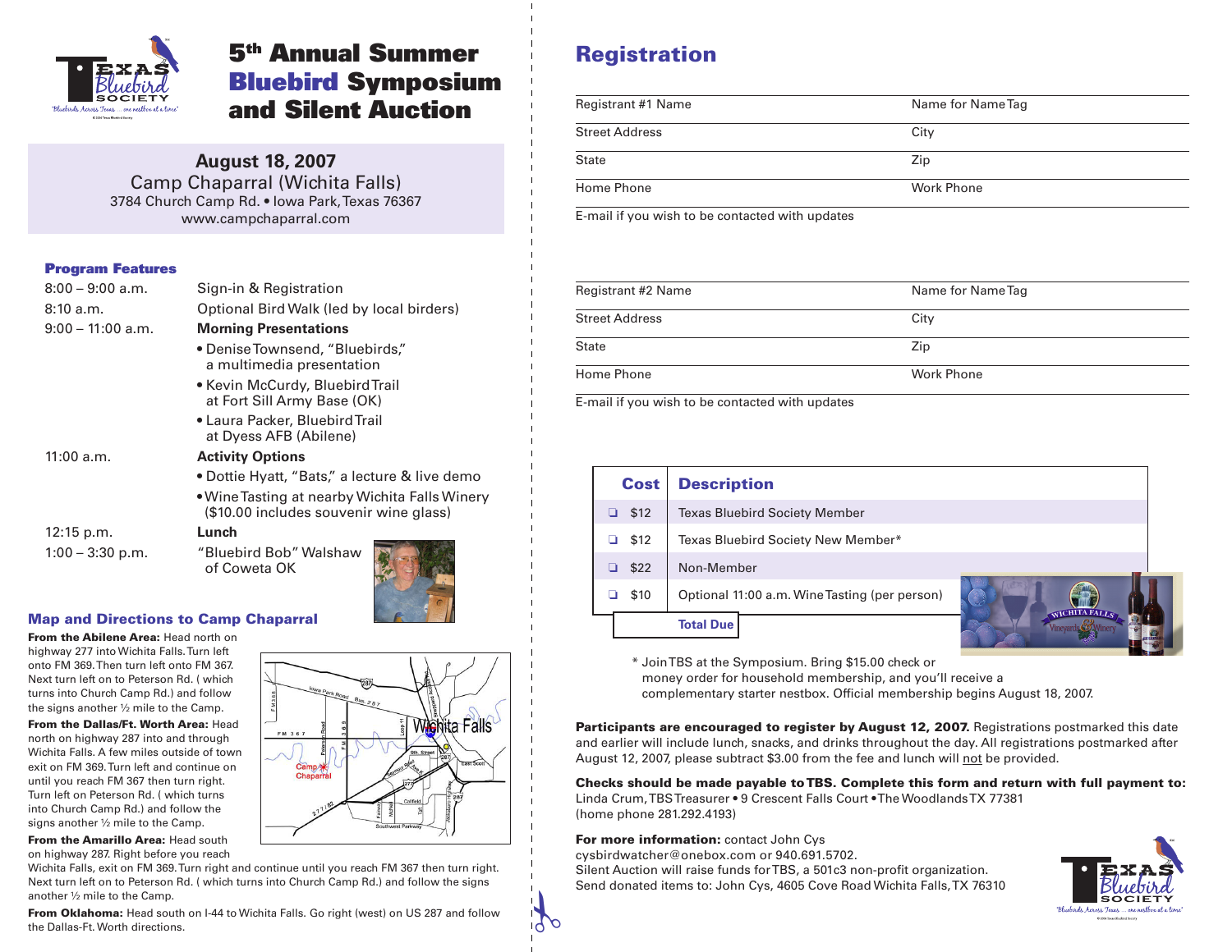# 5th Annual Summer Bluebird Symposium and Silent Auction

**August 18, 2007**
Camp Chaparral (Wichita Falls)
3784 Church Camp Rd. • Iowa Park, Texas 76367
www.campchaparral.com

## Program Features

| | |
|---|---|
| 8:00 – 9:00 a.m. | Sign-in & Registration |
| 8:10 a.m. | Optional Bird Walk (led by local birders) |
| 9:00 – 11:00 a.m. | **Morning Presentations** |
| | • Denise Townsend, "Bluebirds," a multimedia presentation |
| | • Kevin McCurdy, Bluebird Trail at Fort Sill Army Base (OK) |
| | • Laura Packer, Bluebird Trail at Dyess AFB (Abilene) |
| 11:00 a.m. | **Activity Options** |
| | • Dottie Hyatt, "Bats," a lecture & live demo |
| | • Wine Tasting at nearby Wichita Falls Winery ($10.00 includes souvenir wine glass) |
| 12:15 p.m. | **Lunch** |
| 1:00 – 3:30 p.m. | "Bluebird Bob" Walshaw of Coweta OK |

## Map and Directions to Camp Chaparral

**From the Abilene Area:** Head north on highway 277 into Wichita Falls. Turn left onto FM 369. Then turn left onto FM 367. Next turn left on to Peterson Rd. ( which turns into Church Camp Rd.) and follow the signs another ½ mile to the Camp.

**From the Dallas/Ft. Worth Area:** Head north on highway 287 into and through Wichita Falls. A few miles outside of town exit on FM 369. Turn left and continue on until you reach FM 367 then turn right. Turn left on Peterson Rd. ( which turns into Church Camp Rd.) and follow the signs another ½ mile to the Camp.

**From the Amarillo Area:** Head south on highway 287. Right before you reach Wichita Falls, exit on FM 369. Turn right and continue until you reach FM 367 then turn right. Next turn left on to Peterson Rd. ( which turns into Church Camp Rd.) and follow the signs another ½ mile to the Camp.

**From Oklahoma:** Head south on I-44 to Wichita Falls. Go right (west) on US 287 and follow the Dallas-Ft. Worth directions.

Iowa Park Road
Bus. 287
287
FM 368
FM 367
Peterson Road
FM 369
Loop 11
Wichita Falls
9th Street
East Scott
Camp Chaparral
277/82
277
287
Seymour Road
Kemp
Fairway
Midwestern
Southwest Parkway
Colfield
Taft

## Registration

| | |
|---|---|
| Registrant #1 Name | Name for Name Tag |
| Street Address | City |
| State | Zip |
| Home Phone | Work Phone |
| E-mail if you wish to be contacted with updates | |

| | |
|---|---|
| Registrant #2 Name | Name for Name Tag |
| Street Address | City |
| State | Zip |
| Home Phone | Work Phone |
| E-mail if you wish to be contacted with updates | |

| Cost | Description |
|---|---|
| ❑ $12 | Texas Bluebird Society Member |
| ❑ $12 | Texas Bluebird Society New Member* |
| ❑ $22 | Non-Member |
| ❑ $10 | Optional 11:00 a.m. Wine Tasting (per person) |
| | **Total Due** |

\* Join TBS at the Symposium. Bring $15.00 check or money order for household membership, and you'll receive a complementary starter nestbox. Official membership begins August 18, 2007.

**Participants are encouraged to register by August 12, 2007.** Registrations postmarked this date and earlier will include lunch, snacks, and drinks throughout the day. All registrations postmarked after August 12, 2007, please subtract $3.00 from the fee and lunch will not be provided.

**Checks should be made payable to TBS. Complete this form and return with full payment to:**
Linda Crum, TBS Treasurer • 9 Crescent Falls Court • The Woodlands TX 77381
(home phone 281.292.4193)

**For more information:** contact John Cys
cysbirdwatcher@onebox.com or 940.691.5702.
Silent Auction will raise funds for TBS, a 501c3 non-profit organization.
Send donated items to: John Cys, 4605 Cove Road Wichita Falls, TX 76310

Texas Bluebird Society
"Bluebirds Across Texas ... one nestbox at a time"